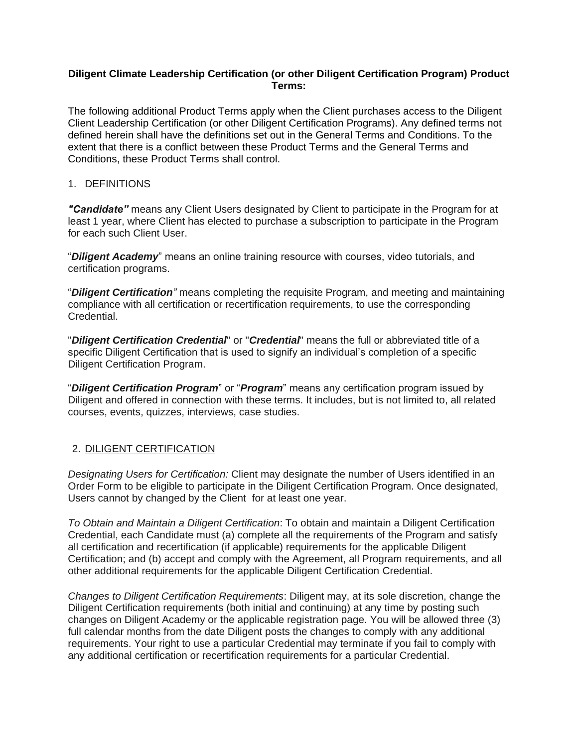**Diligent Climate Leadership Certification (or other Diligent Certification Program) Product Terms:**

The following additional Product Terms apply when the Client purchases access to the Diligent Client Leadership Certification (or other Diligent Certification Programs). Any defined terms not defined herein shall have the definitions set out in the General Terms and Conditions. To the extent that there is a conflict between these Product Terms and the General Terms and Conditions, these Product Terms shall control.

1. <u>DEFINITIONS</u>

***"Candidate"*** means any Client Users designated by Client to participate in the Program for at least 1 year, where Client has elected to purchase a subscription to participate in the Program for each such Client User.

"***Diligent Academy***" means an online training resource with courses, video tutorials, and certification programs.

"***Diligent Certification***" means completing the requisite Program, and meeting and maintaining compliance with all certification or recertification requirements, to use the corresponding Credential.

"***Diligent Certification Credential***" or "***Credential***" means the full or abbreviated title of a specific Diligent Certification that is used to signify an individual's completion of a specific Diligent Certification Program.

"***Diligent Certification Program***" or "***Program***" means any certification program issued by Diligent and offered in connection with these terms. It includes, but is not limited to, all related courses, events, quizzes, interviews, case studies.

2. <u>DILIGENT CERTIFICATION</u>

*Designating Users for Certification:* Client may designate the number of Users identified in an Order Form to be eligible to participate in the Diligent Certification Program. Once designated, Users cannot by changed by the Client for at least one year.

*To Obtain and Maintain a Diligent Certification*: To obtain and maintain a Diligent Certification Credential, each Candidate must (a) complete all the requirements of the Program and satisfy all certification and recertification (if applicable) requirements for the applicable Diligent Certification; and (b) accept and comply with the Agreement, all Program requirements, and all other additional requirements for the applicable Diligent Certification Credential.

*Changes to Diligent Certification Requirements*: Diligent may, at its sole discretion, change the Diligent Certification requirements (both initial and continuing) at any time by posting such changes on Diligent Academy or the applicable registration page. You will be allowed three (3) full calendar months from the date Diligent posts the changes to comply with any additional requirements. Your right to use a particular Credential may terminate if you fail to comply with any additional certification or recertification requirements for a particular Credential.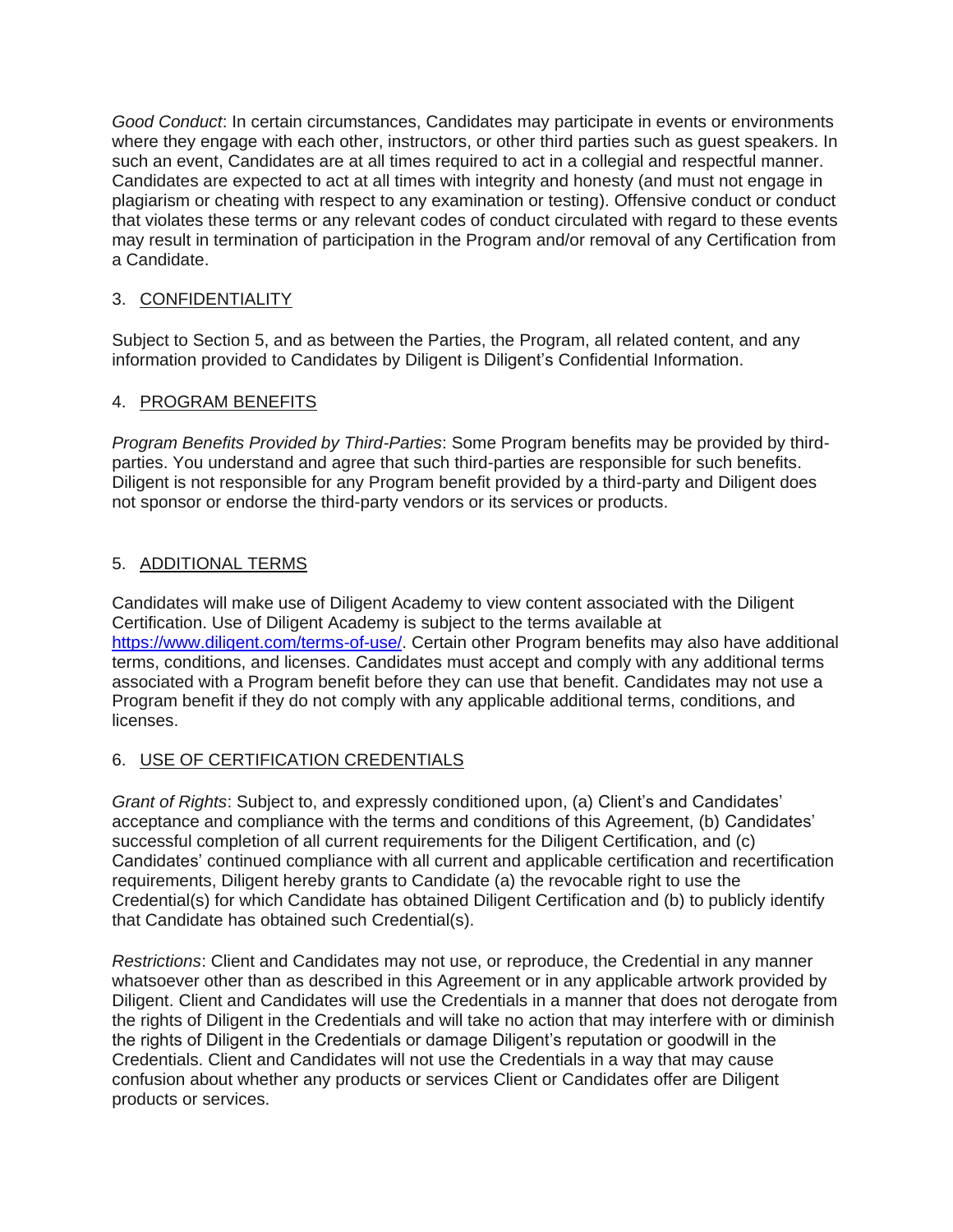*Good Conduct*: In certain circumstances, Candidates may participate in events or environments where they engage with each other, instructors, or other third parties such as guest speakers. In such an event, Candidates are at all times required to act in a collegial and respectful manner. Candidates are expected to act at all times with integrity and honesty (and must not engage in plagiarism or cheating with respect to any examination or testing). Offensive conduct or conduct that violates these terms or any relevant codes of conduct circulated with regard to these events may result in termination of participation in the Program and/or removal of any Certification from a Candidate.

## 3. CONFIDENTIALITY

Subject to Section 5, and as between the Parties, the Program, all related content, and any information provided to Candidates by Diligent is Diligent's Confidential Information.

## 4. PROGRAM BENEFITS

*Program Benefits Provided by Third-Parties*: Some Program benefits may be provided by third-parties. You understand and agree that such third-parties are responsible for such benefits. Diligent is not responsible for any Program benefit provided by a third-party and Diligent does not sponsor or endorse the third-party vendors or its services or products.

## 5. ADDITIONAL TERMS

Candidates will make use of Diligent Academy to view content associated with the Diligent Certification. Use of Diligent Academy is subject to the terms available at [https://www.diligent.com/terms-of-use/](https://www.diligent.com/terms-of-use/). Certain other Program benefits may also have additional terms, conditions, and licenses. Candidates must accept and comply with any additional terms associated with a Program benefit before they can use that benefit. Candidates may not use a Program benefit if they do not comply with any applicable additional terms, conditions, and licenses.

## 6. USE OF CERTIFICATION CREDENTIALS

*Grant of Rights*: Subject to, and expressly conditioned upon, (a) Client's and Candidates' acceptance and compliance with the terms and conditions of this Agreement, (b) Candidates' successful completion of all current requirements for the Diligent Certification, and (c) Candidates' continued compliance with all current and applicable certification and recertification requirements, Diligent hereby grants to Candidate (a) the revocable right to use the Credential(s) for which Candidate has obtained Diligent Certification and (b) to publicly identify that Candidate has obtained such Credential(s).

*Restrictions*: Client and Candidates may not use, or reproduce, the Credential in any manner whatsoever other than as described in this Agreement or in any applicable artwork provided by Diligent. Client and Candidates will use the Credentials in a manner that does not derogate from the rights of Diligent in the Credentials and will take no action that may interfere with or diminish the rights of Diligent in the Credentials or damage Diligent's reputation or goodwill in the Credentials. Client and Candidates will not use the Credentials in a way that may cause confusion about whether any products or services Client or Candidates offer are Diligent products or services.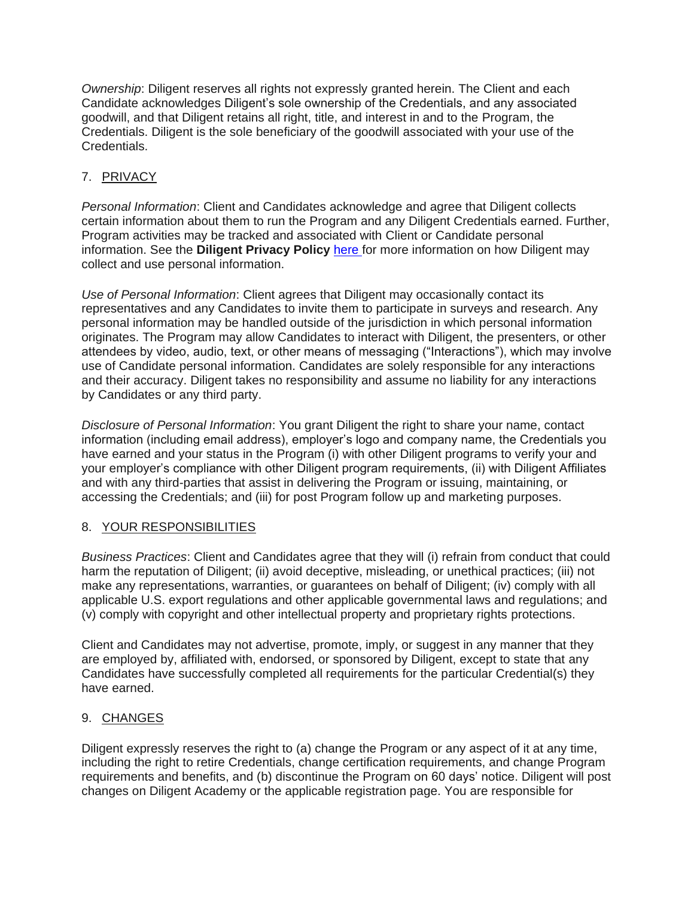*Ownership*: Diligent reserves all rights not expressly granted herein. The Client and each Candidate acknowledges Diligent's sole ownership of the Credentials, and any associated goodwill, and that Diligent retains all right, title, and interest in and to the Program, the Credentials. Diligent is the sole beneficiary of the goodwill associated with your use of the Credentials.

## 7. PRIVACY

*Personal Information*: Client and Candidates acknowledge and agree that Diligent collects certain information about them to run the Program and any Diligent Credentials earned. Further, Program activities may be tracked and associated with Client or Candidate personal information. See the **Diligent Privacy Policy** here for more information on how Diligent may collect and use personal information.

*Use of Personal Information*: Client agrees that Diligent may occasionally contact its representatives and any Candidates to invite them to participate in surveys and research. Any personal information may be handled outside of the jurisdiction in which personal information originates. The Program may allow Candidates to interact with Diligent, the presenters, or other attendees by video, audio, text, or other means of messaging ("Interactions"), which may involve use of Candidate personal information. Candidates are solely responsible for any interactions and their accuracy. Diligent takes no responsibility and assume no liability for any interactions by Candidates or any third party.

*Disclosure of Personal Information*: You grant Diligent the right to share your name, contact information (including email address), employer's logo and company name, the Credentials you have earned and your status in the Program (i) with other Diligent programs to verify your and your employer's compliance with other Diligent program requirements, (ii) with Diligent Affiliates and with any third-parties that assist in delivering the Program or issuing, maintaining, or accessing the Credentials; and (iii) for post Program follow up and marketing purposes.

## 8. YOUR RESPONSIBILITIES

*Business Practices*: Client and Candidates agree that they will (i) refrain from conduct that could harm the reputation of Diligent; (ii) avoid deceptive, misleading, or unethical practices; (iii) not make any representations, warranties, or guarantees on behalf of Diligent; (iv) comply with all applicable U.S. export regulations and other applicable governmental laws and regulations; and (v) comply with copyright and other intellectual property and proprietary rights protections.

Client and Candidates may not advertise, promote, imply, or suggest in any manner that they are employed by, affiliated with, endorsed, or sponsored by Diligent, except to state that any Candidates have successfully completed all requirements for the particular Credential(s) they have earned.

## 9. CHANGES

Diligent expressly reserves the right to (a) change the Program or any aspect of it at any time, including the right to retire Credentials, change certification requirements, and change Program requirements and benefits, and (b) discontinue the Program on 60 days' notice. Diligent will post changes on Diligent Academy or the applicable registration page. You are responsible for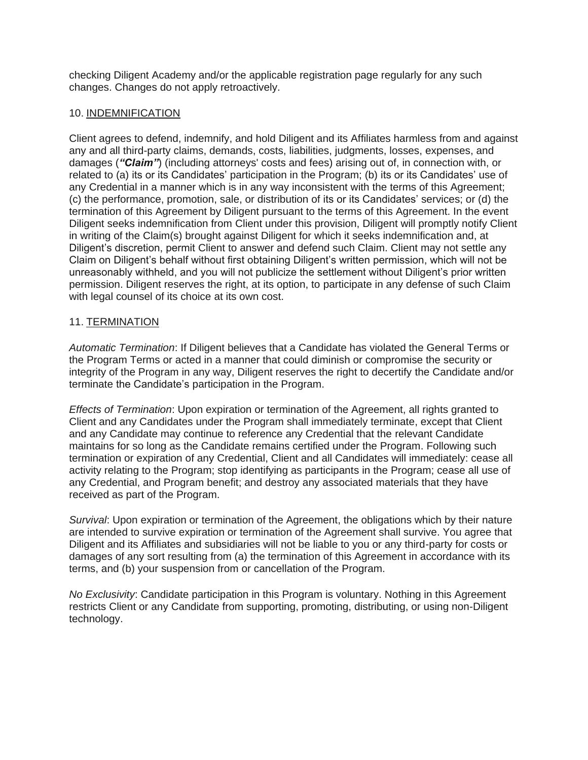checking Diligent Academy and/or the applicable registration page regularly for any such changes. Changes do not apply retroactively.

## 10. INDEMNIFICATION

Client agrees to defend, indemnify, and hold Diligent and its Affiliates harmless from and against any and all third-party claims, demands, costs, liabilities, judgments, losses, expenses, and damages (***"Claim"***) (including attorneys' costs and fees) arising out of, in connection with, or related to (a) its or its Candidates' participation in the Program; (b) its or its Candidates' use of any Credential in a manner which is in any way inconsistent with the terms of this Agreement; (c) the performance, promotion, sale, or distribution of its or its Candidates' services; or (d) the termination of this Agreement by Diligent pursuant to the terms of this Agreement. In the event Diligent seeks indemnification from Client under this provision, Diligent will promptly notify Client in writing of the Claim(s) brought against Diligent for which it seeks indemnification and, at Diligent's discretion, permit Client to answer and defend such Claim. Client may not settle any Claim on Diligent's behalf without first obtaining Diligent's written permission, which will not be unreasonably withheld, and you will not publicize the settlement without Diligent's prior written permission. Diligent reserves the right, at its option, to participate in any defense of such Claim with legal counsel of its choice at its own cost.

## 11. TERMINATION

*Automatic Termination*: If Diligent believes that a Candidate has violated the General Terms or the Program Terms or acted in a manner that could diminish or compromise the security or integrity of the Program in any way, Diligent reserves the right to decertify the Candidate and/or terminate the Candidate's participation in the Program.

*Effects of Termination*: Upon expiration or termination of the Agreement, all rights granted to Client and any Candidates under the Program shall immediately terminate, except that Client and any Candidate may continue to reference any Credential that the relevant Candidate maintains for so long as the Candidate remains certified under the Program. Following such termination or expiration of any Credential, Client and all Candidates will immediately: cease all activity relating to the Program; stop identifying as participants in the Program; cease all use of any Credential, and Program benefit; and destroy any associated materials that they have received as part of the Program.

*Survival*: Upon expiration or termination of the Agreement, the obligations which by their nature are intended to survive expiration or termination of the Agreement shall survive. You agree that Diligent and its Affiliates and subsidiaries will not be liable to you or any third-party for costs or damages of any sort resulting from (a) the termination of this Agreement in accordance with its terms, and (b) your suspension from or cancellation of the Program.

*No Exclusivity*: Candidate participation in this Program is voluntary. Nothing in this Agreement restricts Client or any Candidate from supporting, promoting, distributing, or using non-Diligent technology.